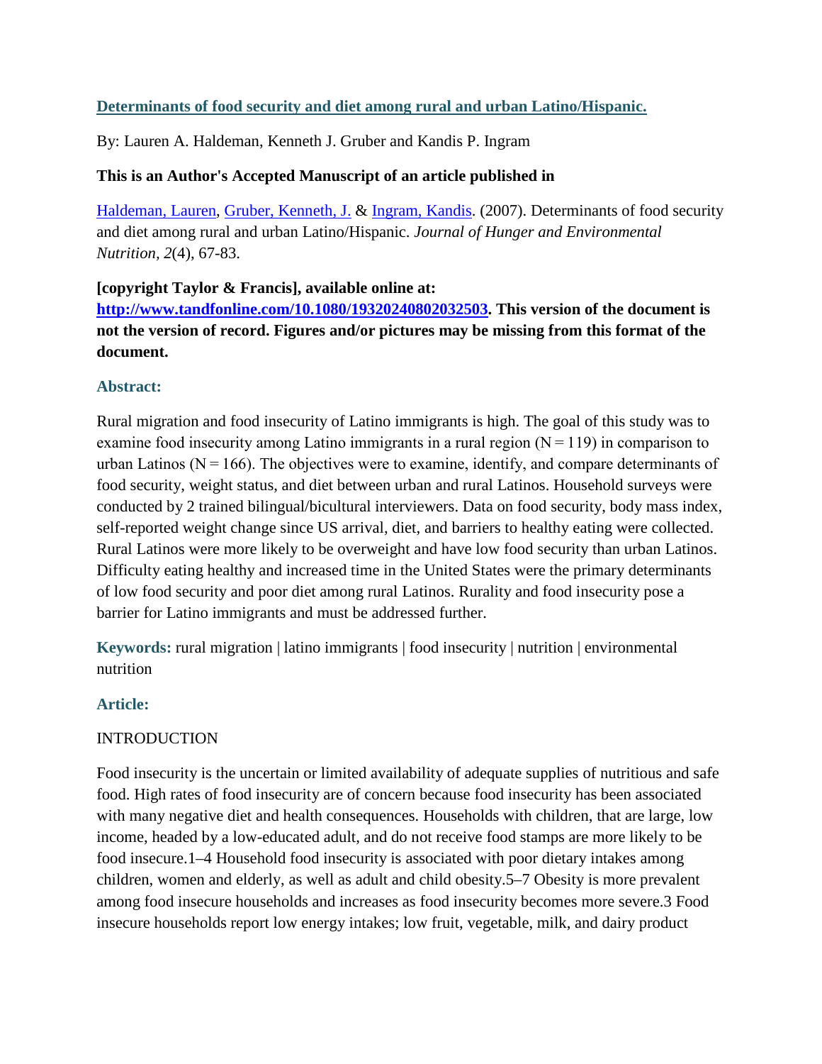**[Determinants of food security and diet among rural and urban Latino/Hispanic.](http://www.tandfonline.com/10.1080/19320240802032503)**

By: Lauren A. Haldeman, Kenneth J. Gruber and Kandis P. Ingram

**This is an Author's Accepted Manuscript of an article published in**

Haldeman, Lauren, Gruber, Kenneth, J. & Ingram, Kandis. (2007). Determinants of food security and diet among rural and urban Latino/Hispanic. *Journal of Hunger and Environmental Nutrition, 2*(4), 67-83.

**[copyright Taylor & Francis], available online at: [http://www.tandfonline.com/10.1080/19320240802032503](http://www.tandfonline.com/10.1080/19320240802032503). This version of the document is not the version of record. Figures and/or pictures may be missing from this format of the document.**

## Abstract:

Rural migration and food insecurity of Latino immigrants is high. The goal of this study was to examine food insecurity among Latino immigrants in a rural region (N = 119) in comparison to urban Latinos (N = 166). The objectives were to examine, identify, and compare determinants of food security, weight status, and diet between urban and rural Latinos. Household surveys were conducted by 2 trained bilingual/bicultural interviewers. Data on food security, body mass index, self-reported weight change since US arrival, diet, and barriers to healthy eating were collected. Rural Latinos were more likely to be overweight and have low food security than urban Latinos. Difficulty eating healthy and increased time in the United States were the primary determinants of low food security and poor diet among rural Latinos. Rurality and food insecurity pose a barrier for Latino immigrants and must be addressed further.

**Keywords:** rural migration | latino immigrants | food insecurity | nutrition | environmental nutrition

## Article:

INTRODUCTION

Food insecurity is the uncertain or limited availability of adequate supplies of nutritious and safe food. High rates of food insecurity are of concern because food insecurity has been associated with many negative diet and health consequences. Households with children, that are large, low income, headed by a low-educated adult, and do not receive food stamps are more likely to be food insecure.[1–4] Household food insecurity is associated with poor dietary intakes among children, women and elderly, as well as adult and child obesity.[5–7] Obesity is more prevalent among food insecure households and increases as food insecurity becomes more severe.[3] Food insecure households report low energy intakes; low fruit, vegetable, milk, and dairy product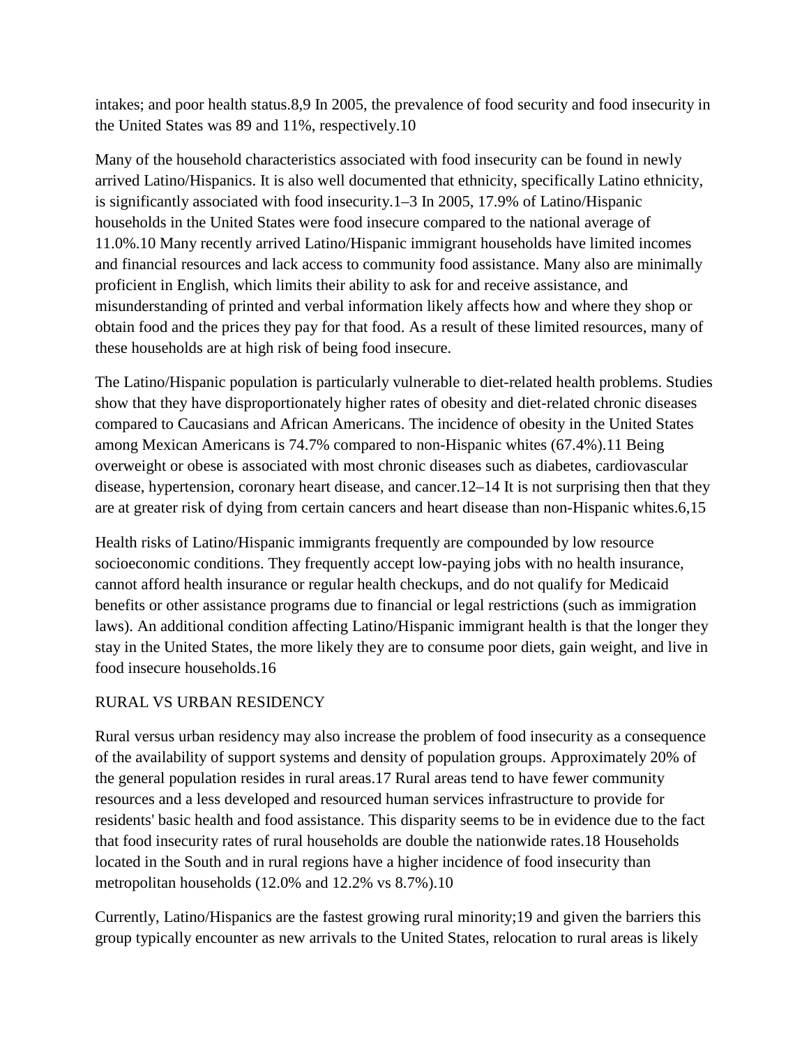intakes; and poor health status.[8,9] In 2005, the prevalence of food security and food insecurity in the United States was 89 and 11%, respectively.[10]

Many of the household characteristics associated with food insecurity can be found in newly arrived Latino/Hispanics. It is also well documented that ethnicity, specifically Latino ethnicity, is significantly associated with food insecurity.[1–3] In 2005, 17.9% of Latino/Hispanic households in the United States were food insecure compared to the national average of 11.0%.[10] Many recently arrived Latino/Hispanic immigrant households have limited incomes and financial resources and lack access to community food assistance. Many also are minimally proficient in English, which limits their ability to ask for and receive assistance, and misunderstanding of printed and verbal information likely affects how and where they shop or obtain food and the prices they pay for that food. As a result of these limited resources, many of these households are at high risk of being food insecure.

The Latino/Hispanic population is particularly vulnerable to diet-related health problems. Studies show that they have disproportionately higher rates of obesity and diet-related chronic diseases compared to Caucasians and African Americans. The incidence of obesity in the United States among Mexican Americans is 74.7% compared to non-Hispanic whites (67.4%).[11] Being overweight or obese is associated with most chronic diseases such as diabetes, cardiovascular disease, hypertension, coronary heart disease, and cancer.[12–14] It is not surprising then that they are at greater risk of dying from certain cancers and heart disease than non-Hispanic whites.[6,15]

Health risks of Latino/Hispanic immigrants frequently are compounded by low resource socioeconomic conditions. They frequently accept low-paying jobs with no health insurance, cannot afford health insurance or regular health checkups, and do not qualify for Medicaid benefits or other assistance programs due to financial or legal restrictions (such as immigration laws). An additional condition affecting Latino/Hispanic immigrant health is that the longer they stay in the United States, the more likely they are to consume poor diets, gain weight, and live in food insecure households.[16]

## RURAL VS URBAN RESIDENCY

Rural versus urban residency may also increase the problem of food insecurity as a consequence of the availability of support systems and density of population groups. Approximately 20% of the general population resides in rural areas.[17] Rural areas tend to have fewer community resources and a less developed and resourced human services infrastructure to provide for residents' basic health and food assistance. This disparity seems to be in evidence due to the fact that food insecurity rates of rural households are double the nationwide rates.[18] Households located in the South and in rural regions have a higher incidence of food insecurity than metropolitan households (12.0% and 12.2% vs 8.7%).[10]

Currently, Latino/Hispanics are the fastest growing rural minority;[19] and given the barriers this group typically encounter as new arrivals to the United States, relocation to rural areas is likely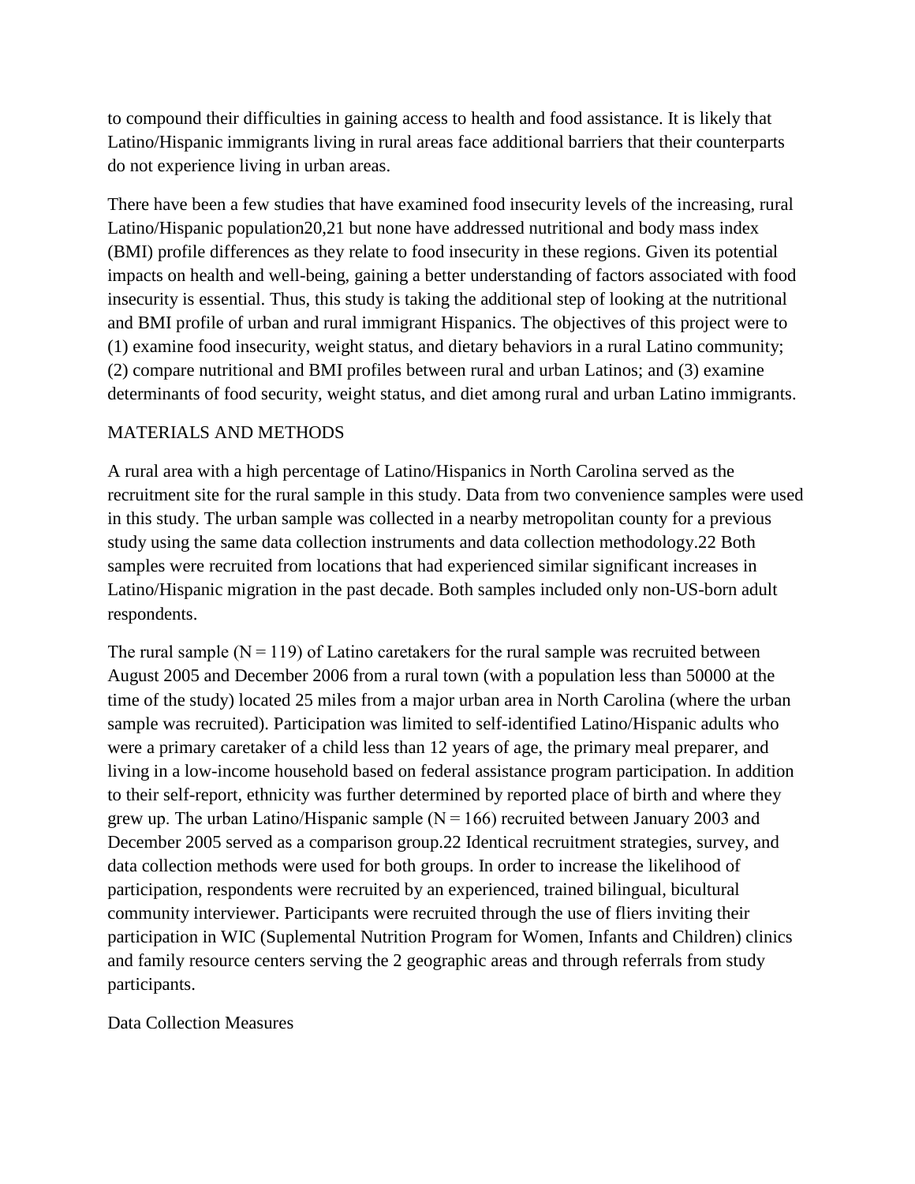to compound their difficulties in gaining access to health and food assistance. It is likely that Latino/Hispanic immigrants living in rural areas face additional barriers that their counterparts do not experience living in urban areas.

There have been a few studies that have examined food insecurity levels of the increasing, rural Latino/Hispanic population[20,21] but none have addressed nutritional and body mass index (BMI) profile differences as they relate to food insecurity in these regions. Given its potential impacts on health and well-being, gaining a better understanding of factors associated with food insecurity is essential. Thus, this study is taking the additional step of looking at the nutritional and BMI profile of urban and rural immigrant Hispanics. The objectives of this project were to (1) examine food insecurity, weight status, and dietary behaviors in a rural Latino community; (2) compare nutritional and BMI profiles between rural and urban Latinos; and (3) examine determinants of food security, weight status, and diet among rural and urban Latino immigrants.

## MATERIALS AND METHODS

A rural area with a high percentage of Latino/Hispanics in North Carolina served as the recruitment site for the rural sample in this study. Data from two convenience samples were used in this study. The urban sample was collected in a nearby metropolitan county for a previous study using the same data collection instruments and data collection methodology.[22] Both samples were recruited from locations that had experienced similar significant increases in Latino/Hispanic migration in the past decade. Both samples included only non-US-born adult respondents.

The rural sample (N = 119) of Latino caretakers for the rural sample was recruited between August 2005 and December 2006 from a rural town (with a population less than 50000 at the time of the study) located 25 miles from a major urban area in North Carolina (where the urban sample was recruited). Participation was limited to self-identified Latino/Hispanic adults who were a primary caretaker of a child less than 12 years of age, the primary meal preparer, and living in a low-income household based on federal assistance program participation. In addition to their self-report, ethnicity was further determined by reported place of birth and where they grew up. The urban Latino/Hispanic sample (N = 166) recruited between January 2003 and December 2005 served as a comparison group.[22] Identical recruitment strategies, survey, and data collection methods were used for both groups. In order to increase the likelihood of participation, respondents were recruited by an experienced, trained bilingual, bicultural community interviewer. Participants were recruited through the use of fliers inviting their participation in WIC (Suplemental Nutrition Program for Women, Infants and Children) clinics and family resource centers serving the 2 geographic areas and through referrals from study participants.

### Data Collection Measures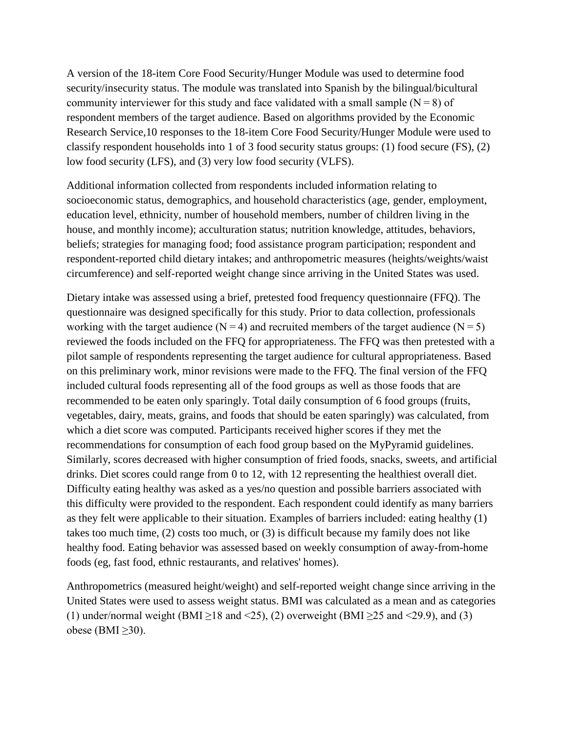A version of the 18-item Core Food Security/Hunger Module was used to determine food security/insecurity status. The module was translated into Spanish by the bilingual/bicultural community interviewer for this study and face validated with a small sample (N = 8) of respondent members of the target audience. Based on algorithms provided by the Economic Research Service,10 responses to the 18-item Core Food Security/Hunger Module were used to classify respondent households into 1 of 3 food security status groups: (1) food secure (FS), (2) low food security (LFS), and (3) very low food security (VLFS).

Additional information collected from respondents included information relating to socioeconomic status, demographics, and household characteristics (age, gender, employment, education level, ethnicity, number of household members, number of children living in the house, and monthly income); acculturation status; nutrition knowledge, attitudes, behaviors, beliefs; strategies for managing food; food assistance program participation; respondent and respondent-reported child dietary intakes; and anthropometric measures (heights/weights/waist circumference) and self-reported weight change since arriving in the United States was used.

Dietary intake was assessed using a brief, pretested food frequency questionnaire (FFQ). The questionnaire was designed specifically for this study. Prior to data collection, professionals working with the target audience (N = 4) and recruited members of the target audience (N = 5) reviewed the foods included on the FFQ for appropriateness. The FFQ was then pretested with a pilot sample of respondents representing the target audience for cultural appropriateness. Based on this preliminary work, minor revisions were made to the FFQ. The final version of the FFQ included cultural foods representing all of the food groups as well as those foods that are recommended to be eaten only sparingly. Total daily consumption of 6 food groups (fruits, vegetables, dairy, meats, grains, and foods that should be eaten sparingly) was calculated, from which a diet score was computed. Participants received higher scores if they met the recommendations for consumption of each food group based on the MyPyramid guidelines. Similarly, scores decreased with higher consumption of fried foods, snacks, sweets, and artificial drinks. Diet scores could range from 0 to 12, with 12 representing the healthiest overall diet. Difficulty eating healthy was asked as a yes/no question and possible barriers associated with this difficulty were provided to the respondent. Each respondent could identify as many barriers as they felt were applicable to their situation. Examples of barriers included: eating healthy (1) takes too much time, (2) costs too much, or (3) is difficult because my family does not like healthy food. Eating behavior was assessed based on weekly consumption of away-from-home foods (eg, fast food, ethnic restaurants, and relatives' homes).

Anthropometrics (measured height/weight) and self-reported weight change since arriving in the United States were used to assess weight status. BMI was calculated as a mean and as categories (1) under/normal weight (BMI $\geq$18 and <25), (2) overweight (BMI $\geq$25 and <29.9), and (3) obese (BMI $\geq$30).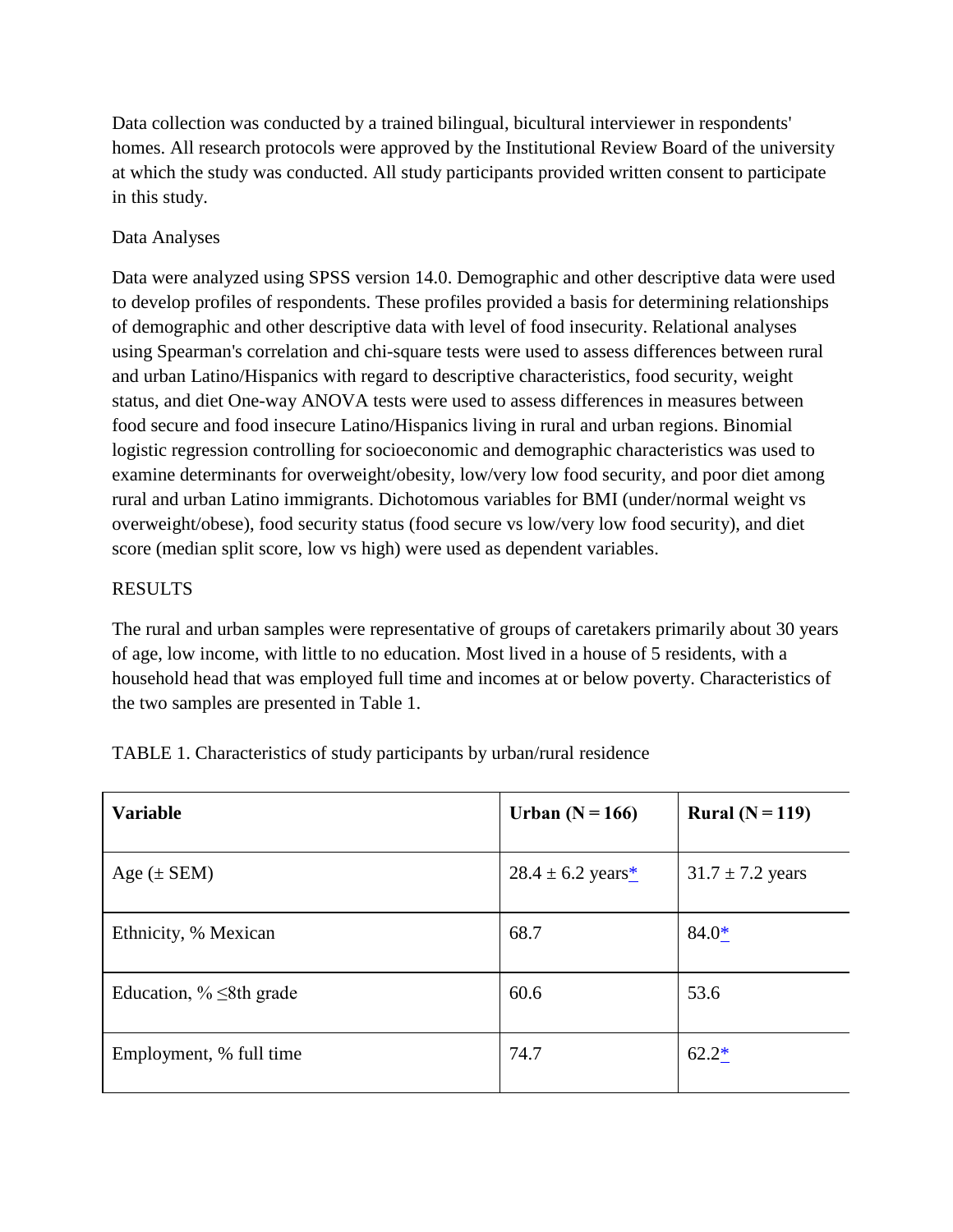Data collection was conducted by a trained bilingual, bicultural interviewer in respondents' homes. All research protocols were approved by the Institutional Review Board of the university at which the study was conducted. All study participants provided written consent to participate in this study.

## Data Analyses

Data were analyzed using SPSS version 14.0. Demographic and other descriptive data were used to develop profiles of respondents. These profiles provided a basis for determining relationships of demographic and other descriptive data with level of food insecurity. Relational analyses using Spearman's correlation and chi-square tests were used to assess differences between rural and urban Latino/Hispanics with regard to descriptive characteristics, food security, weight status, and diet One-way ANOVA tests were used to assess differences in measures between food secure and food insecure Latino/Hispanics living in rural and urban regions. Binomial logistic regression controlling for socioeconomic and demographic characteristics was used to examine determinants for overweight/obesity, low/very low food security, and poor diet among rural and urban Latino immigrants. Dichotomous variables for BMI (under/normal weight vs overweight/obese), food security status (food secure vs low/very low food security), and diet score (median split score, low vs high) were used as dependent variables.

## RESULTS

The rural and urban samples were representative of groups of caretakers primarily about 30 years of age, low income, with little to no education. Most lived in a house of 5 residents, with a household head that was employed full time and incomes at or below poverty. Characteristics of the two samples are presented in Table 1.

TABLE 1. Characteristics of study participants by urban/rural residence

| **Variable** | **Urban (N = 166)** | **Rural (N = 119)** |
|---|---|---|
| Age (± SEM) | 28.4 ± 6.2 years* | 31.7 ± 7.2 years |
| Ethnicity, % Mexican | 68.7 | 84.0* |
| Education, % ≤8th grade | 60.6 | 53.6 |
| Employment, % full time | 74.7 | 62.2* |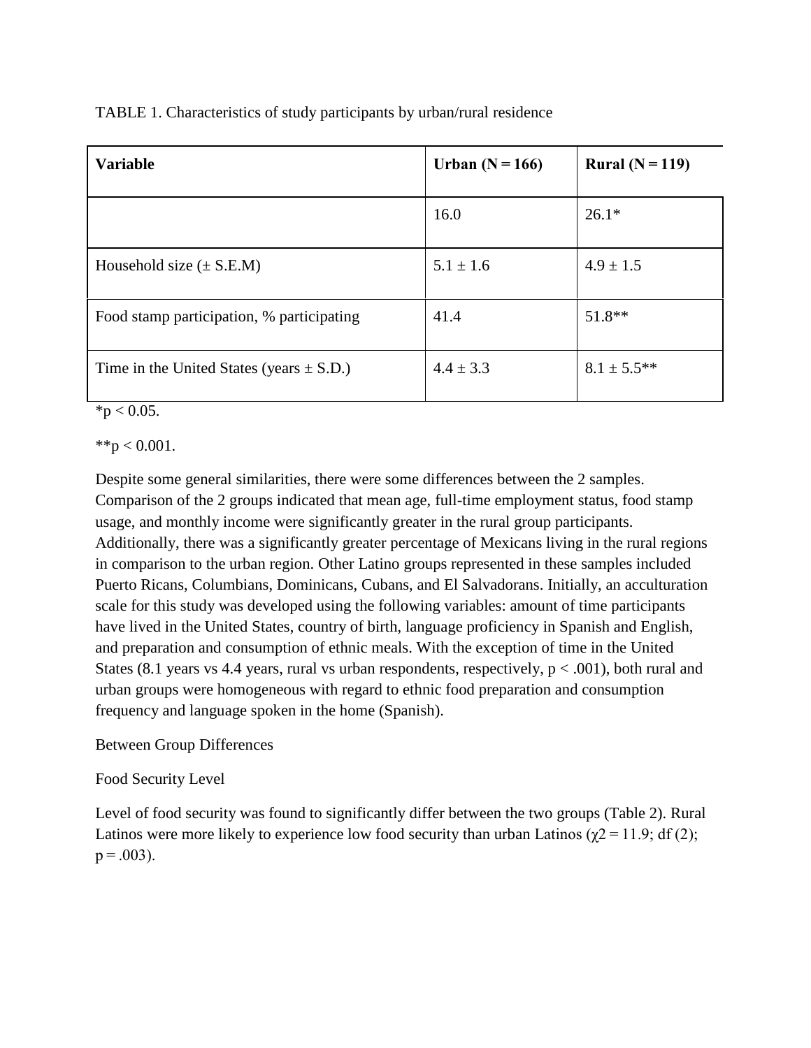TABLE 1. Characteristics of study participants by urban/rural residence

| Variable | Urban (N = 166) | Rural (N = 119) |
|---|---|---|
| | 16.0 | 26.1* |
| Household size (± S.E.M) | 5.1 ± 1.6 | 4.9 ± 1.5 |
| Food stamp participation, % participating | 41.4 | 51.8** |
| Time in the United States (years ± S.D.) | 4.4 ± 3.3 | 8.1 ± 5.5** |

*$p < 0.05$.

**$p < 0.001$.

Despite some general similarities, there were some differences between the 2 samples. Comparison of the 2 groups indicated that mean age, full-time employment status, food stamp usage, and monthly income were significantly greater in the rural group participants. Additionally, there was a significantly greater percentage of Mexicans living in the rural regions in comparison to the urban region. Other Latino groups represented in these samples included Puerto Ricans, Columbians, Dominicans, Cubans, and El Salvadorans. Initially, an acculturation scale for this study was developed using the following variables: amount of time participants have lived in the United States, country of birth, language proficiency in Spanish and English, and preparation and consumption of ethnic meals. With the exception of time in the United States (8.1 years vs 4.4 years, rural vs urban respondents, respectively, $p < .001$), both rural and urban groups were homogeneous with regard to ethnic food preparation and consumption frequency and language spoken in the home (Spanish).

## Between Group Differences

### Food Security Level

Level of food security was found to significantly differ between the two groups (Table 2). Rural Latinos were more likely to experience low food security than urban Latinos ($\chi 2 = 11.9$; df (2); $p = .003$).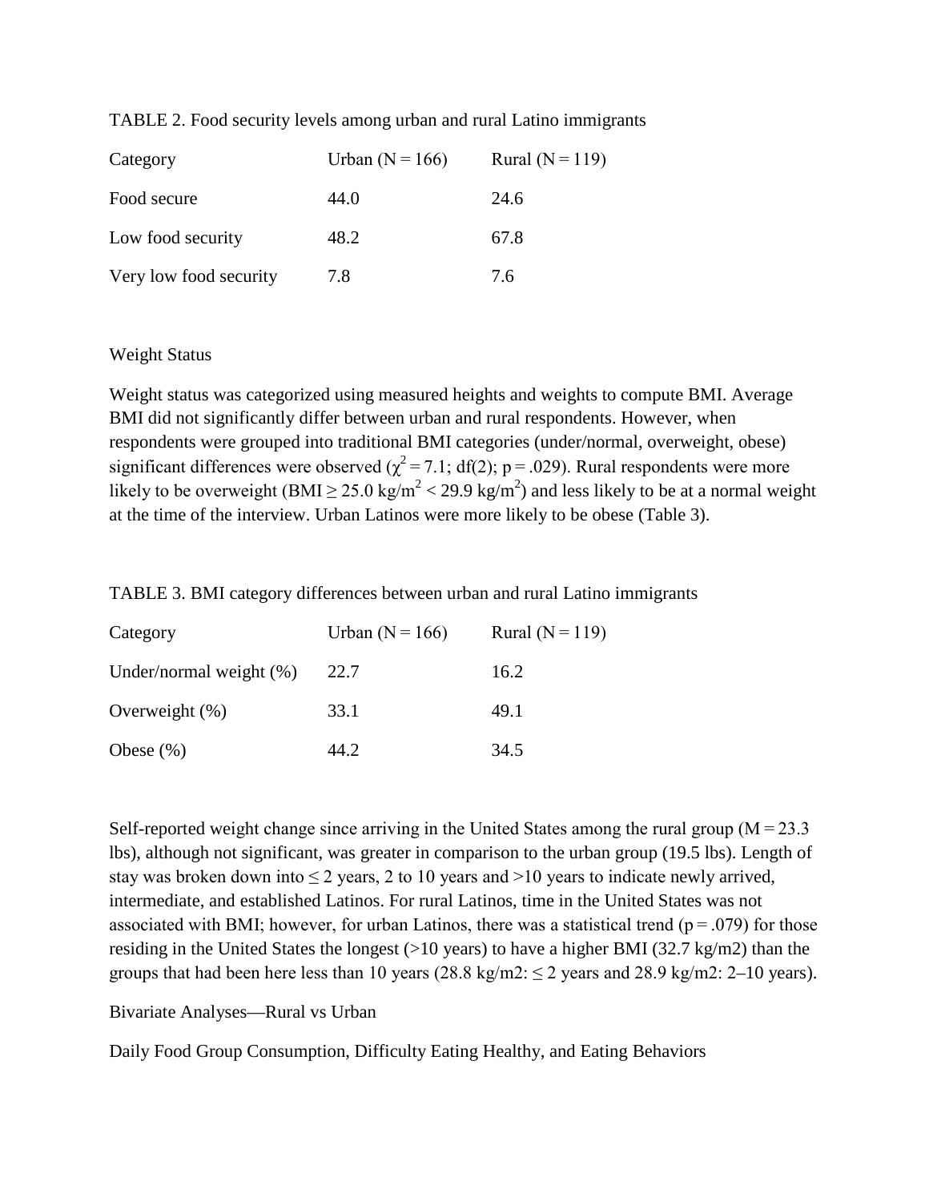TABLE 2. Food security levels among urban and rural Latino immigrants

| Category | Urban (N = 166) | Rural (N = 119) |
|---|---|---|
| Food secure | 44.0 | 24.6 |
| Low food security | 48.2 | 67.8 |
| Very low food security | 7.8 | 7.6 |

Weight Status

Weight status was categorized using measured heights and weights to compute BMI. Average BMI did not significantly differ between urban and rural respondents. However, when respondents were grouped into traditional BMI categories (under/normal, overweight, obese) significant differences were observed ($\chi^2 = 7.1$; df(2); p = .029). Rural respondents were more likely to be overweight (BMI ≥ 25.0 kg/m$^2$ < 29.9 kg/m$^2$) and less likely to be at a normal weight at the time of the interview. Urban Latinos were more likely to be obese (Table 3).

TABLE 3. BMI category differences between urban and rural Latino immigrants

| Category | Urban (N = 166) | Rural (N = 119) |
|---|---|---|
| Under/normal weight (%) | 22.7 | 16.2 |
| Overweight (%) | 33.1 | 49.1 |
| Obese (%) | 44.2 | 34.5 |

Self-reported weight change since arriving in the United States among the rural group (M = 23.3 lbs), although not significant, was greater in comparison to the urban group (19.5 lbs). Length of stay was broken down into ≤ 2 years, 2 to 10 years and >10 years to indicate newly arrived, intermediate, and established Latinos. For rural Latinos, time in the United States was not associated with BMI; however, for urban Latinos, there was a statistical trend (p = .079) for those residing in the United States the longest (>10 years) to have a higher BMI (32.7 kg/m2) than the groups that had been here less than 10 years (28.8 kg/m2: ≤ 2 years and 28.9 kg/m2: 2–10 years).

Bivariate Analyses—Rural vs Urban

Daily Food Group Consumption, Difficulty Eating Healthy, and Eating Behaviors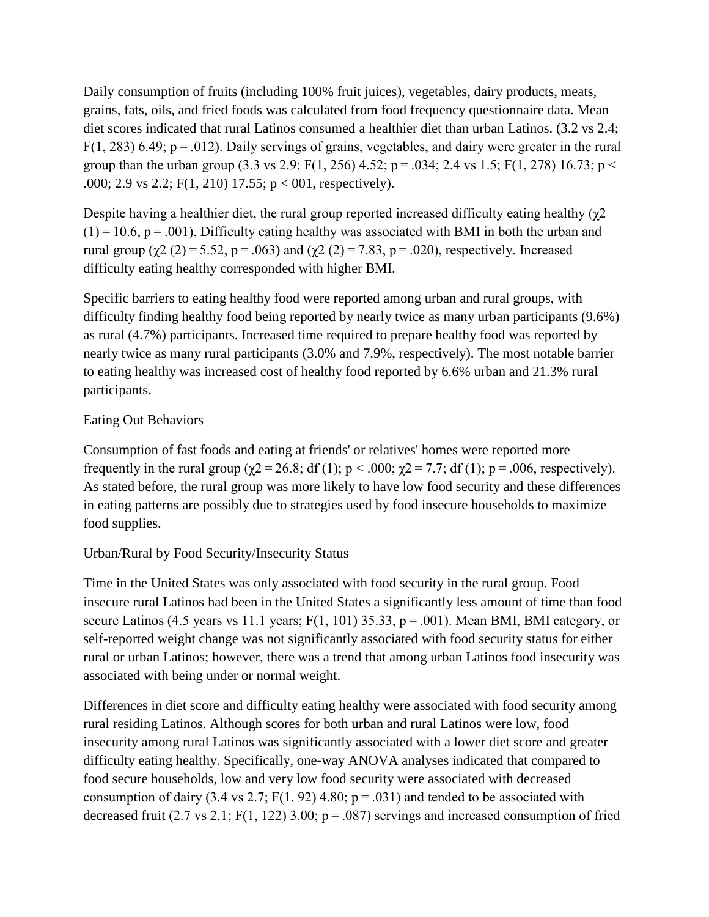Daily consumption of fruits (including 100% fruit juices), vegetables, dairy products, meats, grains, fats, oils, and fried foods was calculated from food frequency questionnaire data. Mean diet scores indicated that rural Latinos consumed a healthier diet than urban Latinos. (3.2 vs 2.4; $F(1, 283)$ 6.49; $p = .012$). Daily servings of grains, vegetables, and dairy were greater in the rural group than the urban group (3.3 vs 2.9; $F(1, 256)$ 4.52; $p = .034$; 2.4 vs 1.5; $F(1, 278)$ 16.73; $p < .000$; 2.9 vs 2.2; $F(1, 210)$ 17.55; $p < 001$, respectively).

Despite having a healthier diet, the rural group reported increased difficulty eating healthy ($\chi 2 (1) = 10.6$, $p = .001$). Difficulty eating healthy was associated with BMI in both the urban and rural group ($\chi 2 (2) = 5.52$, $p = .063$) and ($\chi 2 (2) = 7.83$, $p = .020$), respectively. Increased difficulty eating healthy corresponded with higher BMI.

Specific barriers to eating healthy food were reported among urban and rural groups, with difficulty finding healthy food being reported by nearly twice as many urban participants (9.6%) as rural (4.7%) participants. Increased time required to prepare healthy food was reported by nearly twice as many rural participants (3.0% and 7.9%, respectively). The most notable barrier to eating healthy was increased cost of healthy food reported by 6.6% urban and 21.3% rural participants.

Eating Out Behaviors

Consumption of fast foods and eating at friends' or relatives' homes were reported more frequently in the rural group ($\chi 2 = 26.8$; df (1); $p < .000$; $\chi 2 = 7.7$; df (1); $p = .006$, respectively). As stated before, the rural group was more likely to have low food security and these differences in eating patterns are possibly due to strategies used by food insecure households to maximize food supplies.

Urban/Rural by Food Security/Insecurity Status

Time in the United States was only associated with food security in the rural group. Food insecure rural Latinos had been in the United States a significantly less amount of time than food secure Latinos (4.5 years vs 11.1 years; $F(1, 101)$ 35.33, $p = .001$). Mean BMI, BMI category, or self-reported weight change was not significantly associated with food security status for either rural or urban Latinos; however, there was a trend that among urban Latinos food insecurity was associated with being under or normal weight.

Differences in diet score and difficulty eating healthy were associated with food security among rural residing Latinos. Although scores for both urban and rural Latinos were low, food insecurity among rural Latinos was significantly associated with a lower diet score and greater difficulty eating healthy. Specifically, one-way ANOVA analyses indicated that compared to food secure households, low and very low food security were associated with decreased consumption of dairy (3.4 vs 2.7; $F(1, 92)$ 4.80; $p = .031$) and tended to be associated with decreased fruit (2.7 vs 2.1; $F(1, 122)$ 3.00; $p = .087$) servings and increased consumption of fried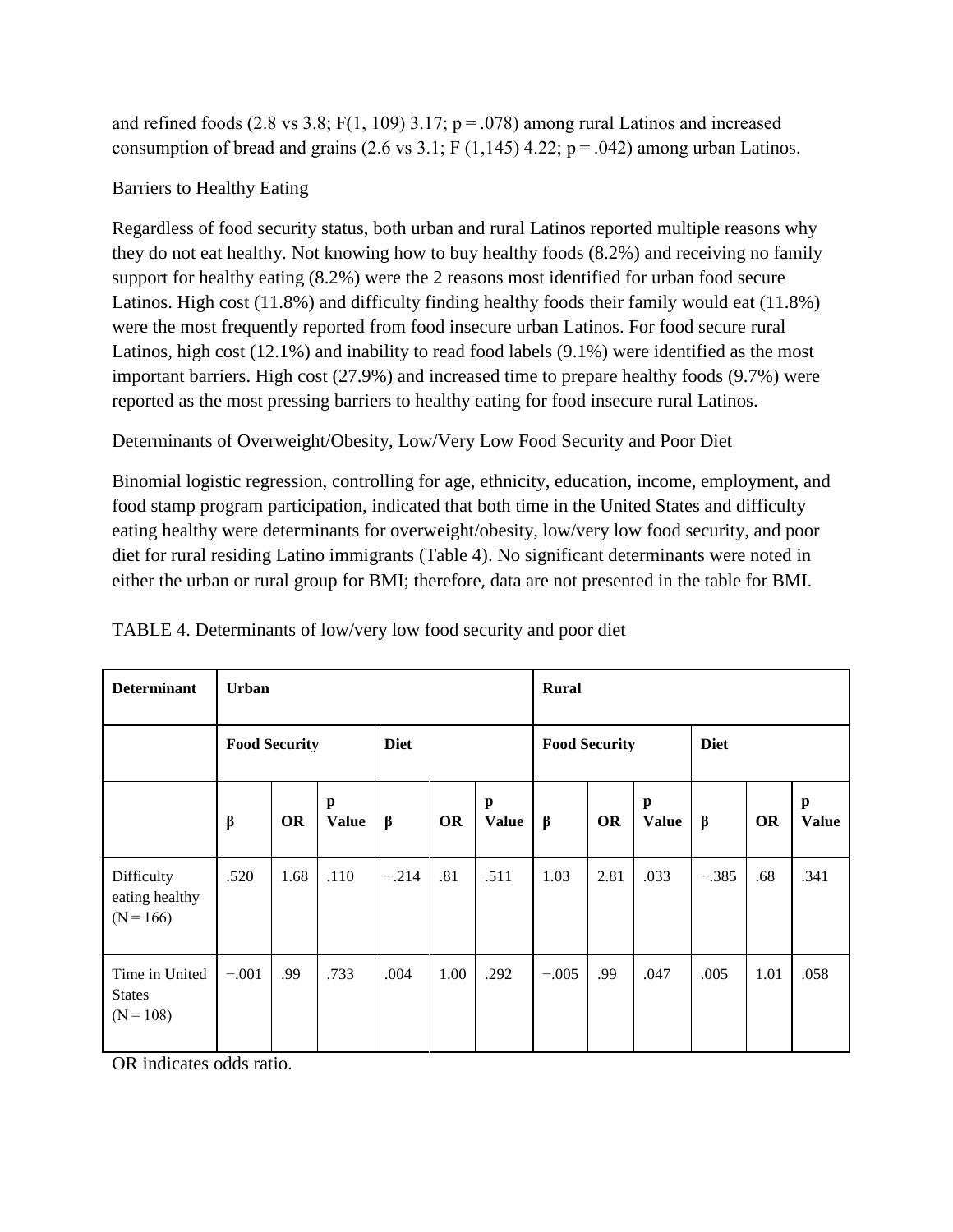and refined foods (2.8 vs 3.8; $F(1, 109)$ 3.17; $p = .078$) among rural Latinos and increased consumption of bread and grains (2.6 vs 3.1; $F(1,145)$ 4.22; $p = .042$) among urban Latinos.

Barriers to Healthy Eating

Regardless of food security status, both urban and rural Latinos reported multiple reasons why they do not eat healthy. Not knowing how to buy healthy foods (8.2%) and receiving no family support for healthy eating (8.2%) were the 2 reasons most identified for urban food secure Latinos. High cost (11.8%) and difficulty finding healthy foods their family would eat (11.8%) were the most frequently reported from food insecure urban Latinos. For food secure rural Latinos, high cost (12.1%) and inability to read food labels (9.1%) were identified as the most important barriers. High cost (27.9%) and increased time to prepare healthy foods (9.7%) were reported as the most pressing barriers to healthy eating for food insecure rural Latinos.

Determinants of Overweight/Obesity, Low/Very Low Food Security and Poor Diet

Binomial logistic regression, controlling for age, ethnicity, education, income, employment, and food stamp program participation, indicated that both time in the United States and difficulty eating healthy were determinants for overweight/obesity, low/very low food security, and poor diet for rural residing Latino immigrants (Table 4). No significant determinants were noted in either the urban or rural group for BMI; therefore, data are not presented in the table for BMI.

TABLE 4. Determinants of low/very low food security and poor diet

| Determinant | Urban | | | | | | Rural | | | | | |
|---|---|---|---|---|---|---|---|---|---|---|---|---|
| | Food Security | | | Diet | | | Food Security | | | Diet | | |
| | β | OR | p Value | β | OR | p Value | β | OR | p Value | β | OR | p Value |
| Difficulty eating healthy (N = 166) | .520 | 1.68 | .110 | −.214 | .81 | .511 | 1.03 | 2.81 | .033 | −.385 | .68 | .341 |
| Time in United States (N = 108) | −.001 | .99 | .733 | .004 | 1.00 | .292 | −.005 | .99 | .047 | .005 | 1.01 | .058 |

OR indicates odds ratio.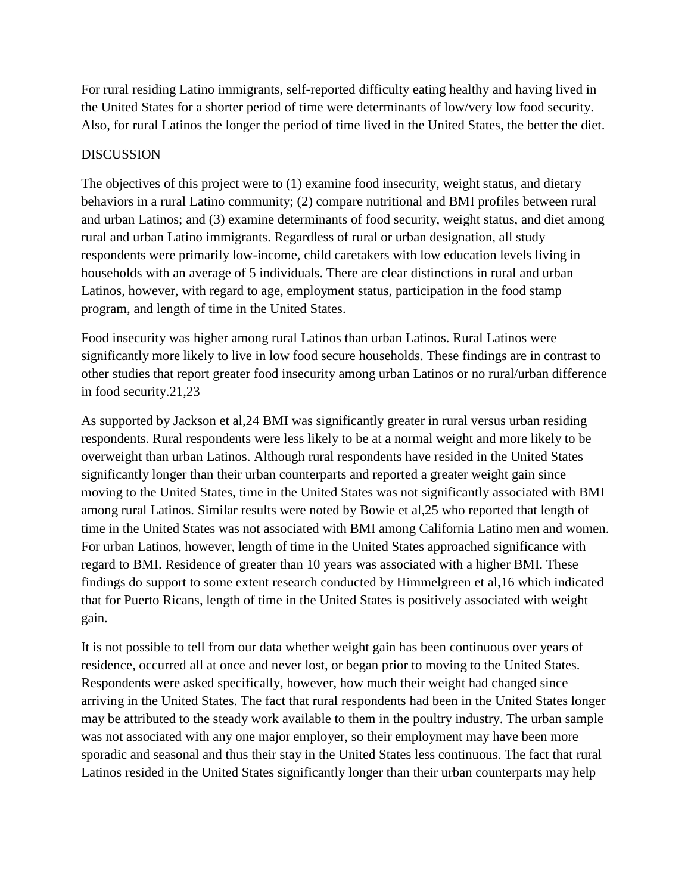For rural residing Latino immigrants, self-reported difficulty eating healthy and having lived in the United States for a shorter period of time were determinants of low/very low food security. Also, for rural Latinos the longer the period of time lived in the United States, the better the diet.

## DISCUSSION

The objectives of this project were to (1) examine food insecurity, weight status, and dietary behaviors in a rural Latino community; (2) compare nutritional and BMI profiles between rural and urban Latinos; and (3) examine determinants of food security, weight status, and diet among rural and urban Latino immigrants. Regardless of rural or urban designation, all study respondents were primarily low-income, child caretakers with low education levels living in households with an average of 5 individuals. There are clear distinctions in rural and urban Latinos, however, with regard to age, employment status, participation in the food stamp program, and length of time in the United States.

Food insecurity was higher among rural Latinos than urban Latinos. Rural Latinos were significantly more likely to live in low food secure households. These findings are in contrast to other studies that report greater food insecurity among urban Latinos or no rural/urban difference in food security.[21,23]

As supported by Jackson et al,[24] BMI was significantly greater in rural versus urban residing respondents. Rural respondents were less likely to be at a normal weight and more likely to be overweight than urban Latinos. Although rural respondents have resided in the United States significantly longer than their urban counterparts and reported a greater weight gain since moving to the United States, time in the United States was not significantly associated with BMI among rural Latinos. Similar results were noted by Bowie et al,[25] who reported that length of time in the United States was not associated with BMI among California Latino men and women. For urban Latinos, however, length of time in the United States approached significance with regard to BMI. Residence of greater than 10 years was associated with a higher BMI. These findings do support to some extent research conducted by Himmelgreen et al,[16] which indicated that for Puerto Ricans, length of time in the United States is positively associated with weight gain.

It is not possible to tell from our data whether weight gain has been continuous over years of residence, occurred all at once and never lost, or began prior to moving to the United States. Respondents were asked specifically, however, how much their weight had changed since arriving in the United States. The fact that rural respondents had been in the United States longer may be attributed to the steady work available to them in the poultry industry. The urban sample was not associated with any one major employer, so their employment may have been more sporadic and seasonal and thus their stay in the United States less continuous. The fact that rural Latinos resided in the United States significantly longer than their urban counterparts may help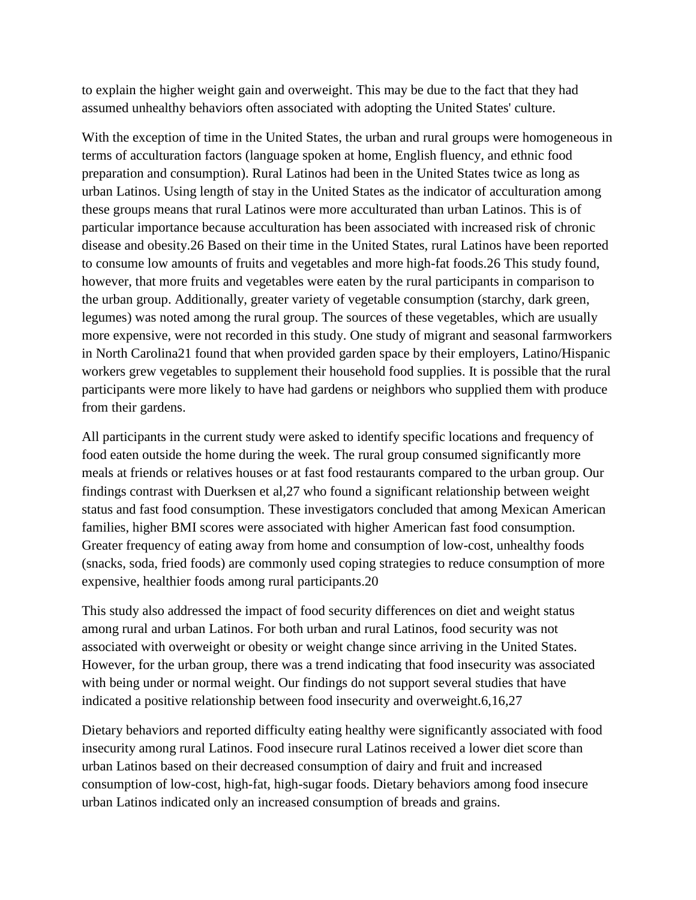to explain the higher weight gain and overweight. This may be due to the fact that they had assumed unhealthy behaviors often associated with adopting the United States' culture.

With the exception of time in the United States, the urban and rural groups were homogeneous in terms of acculturation factors (language spoken at home, English fluency, and ethnic food preparation and consumption). Rural Latinos had been in the United States twice as long as urban Latinos. Using length of stay in the United States as the indicator of acculturation among these groups means that rural Latinos were more acculturated than urban Latinos. This is of particular importance because acculturation has been associated with increased risk of chronic disease and obesity.[26] Based on their time in the United States, rural Latinos have been reported to consume low amounts of fruits and vegetables and more high-fat foods.[26] This study found, however, that more fruits and vegetables were eaten by the rural participants in comparison to the urban group. Additionally, greater variety of vegetable consumption (starchy, dark green, legumes) was noted among the rural group. The sources of these vegetables, which are usually more expensive, were not recorded in this study. One study of migrant and seasonal farmworkers in North Carolina[21] found that when provided garden space by their employers, Latino/Hispanic workers grew vegetables to supplement their household food supplies. It is possible that the rural participants were more likely to have had gardens or neighbors who supplied them with produce from their gardens.

All participants in the current study were asked to identify specific locations and frequency of food eaten outside the home during the week. The rural group consumed significantly more meals at friends or relatives houses or at fast food restaurants compared to the urban group. Our findings contrast with Duerksen et al,[27] who found a significant relationship between weight status and fast food consumption. These investigators concluded that among Mexican American families, higher BMI scores were associated with higher American fast food consumption. Greater frequency of eating away from home and consumption of low-cost, unhealthy foods (snacks, soda, fried foods) are commonly used coping strategies to reduce consumption of more expensive, healthier foods among rural participants.[20]

This study also addressed the impact of food security differences on diet and weight status among rural and urban Latinos. For both urban and rural Latinos, food security was not associated with overweight or obesity or weight change since arriving in the United States. However, for the urban group, there was a trend indicating that food insecurity was associated with being under or normal weight. Our findings do not support several studies that have indicated a positive relationship between food insecurity and overweight.[6,16,27]

Dietary behaviors and reported difficulty eating healthy were significantly associated with food insecurity among rural Latinos. Food insecure rural Latinos received a lower diet score than urban Latinos based on their decreased consumption of dairy and fruit and increased consumption of low-cost, high-fat, high-sugar foods. Dietary behaviors among food insecure urban Latinos indicated only an increased consumption of breads and grains.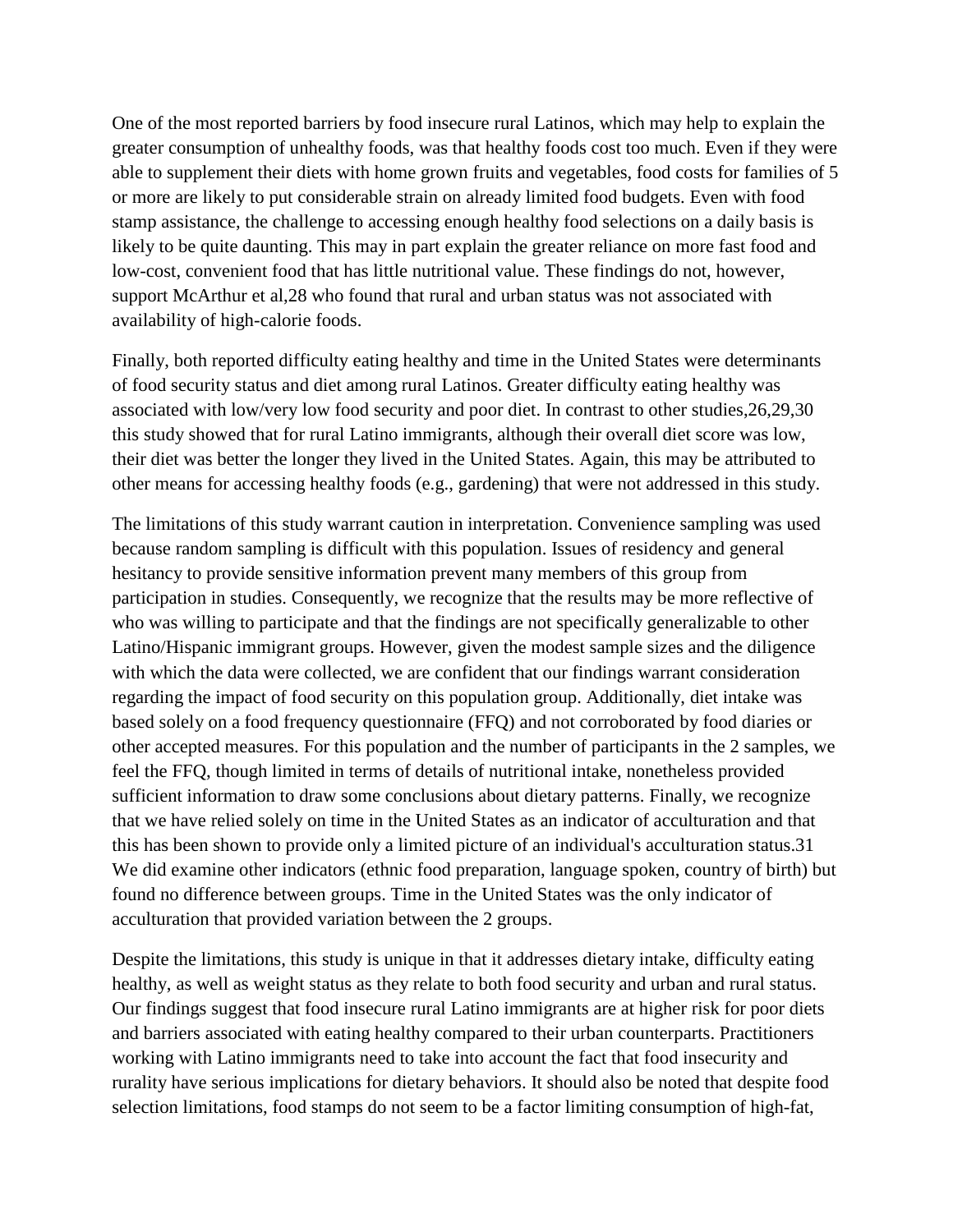One of the most reported barriers by food insecure rural Latinos, which may help to explain the greater consumption of unhealthy foods, was that healthy foods cost too much. Even if they were able to supplement their diets with home grown fruits and vegetables, food costs for families of 5 or more are likely to put considerable strain on already limited food budgets. Even with food stamp assistance, the challenge to accessing enough healthy food selections on a daily basis is likely to be quite daunting. This may in part explain the greater reliance on more fast food and low-cost, convenient food that has little nutritional value. These findings do not, however, support McArthur et al,[28] who found that rural and urban status was not associated with availability of high-calorie foods.

Finally, both reported difficulty eating healthy and time in the United States were determinants of food security status and diet among rural Latinos. Greater difficulty eating healthy was associated with low/very low food security and poor diet. In contrast to other studies,[26,29,30] this study showed that for rural Latino immigrants, although their overall diet score was low, their diet was better the longer they lived in the United States. Again, this may be attributed to other means for accessing healthy foods (e.g., gardening) that were not addressed in this study.

The limitations of this study warrant caution in interpretation. Convenience sampling was used because random sampling is difficult with this population. Issues of residency and general hesitancy to provide sensitive information prevent many members of this group from participation in studies. Consequently, we recognize that the results may be more reflective of who was willing to participate and that the findings are not specifically generalizable to other Latino/Hispanic immigrant groups. However, given the modest sample sizes and the diligence with which the data were collected, we are confident that our findings warrant consideration regarding the impact of food security on this population group. Additionally, diet intake was based solely on a food frequency questionnaire (FFQ) and not corroborated by food diaries or other accepted measures. For this population and the number of participants in the 2 samples, we feel the FFQ, though limited in terms of details of nutritional intake, nonetheless provided sufficient information to draw some conclusions about dietary patterns. Finally, we recognize that we have relied solely on time in the United States as an indicator of acculturation and that this has been shown to provide only a limited picture of an individual's acculturation status.[31] We did examine other indicators (ethnic food preparation, language spoken, country of birth) but found no difference between groups. Time in the United States was the only indicator of acculturation that provided variation between the 2 groups.

Despite the limitations, this study is unique in that it addresses dietary intake, difficulty eating healthy, as well as weight status as they relate to both food security and urban and rural status. Our findings suggest that food insecure rural Latino immigrants are at higher risk for poor diets and barriers associated with eating healthy compared to their urban counterparts. Practitioners working with Latino immigrants need to take into account the fact that food insecurity and rurality have serious implications for dietary behaviors. It should also be noted that despite food selection limitations, food stamps do not seem to be a factor limiting consumption of high-fat,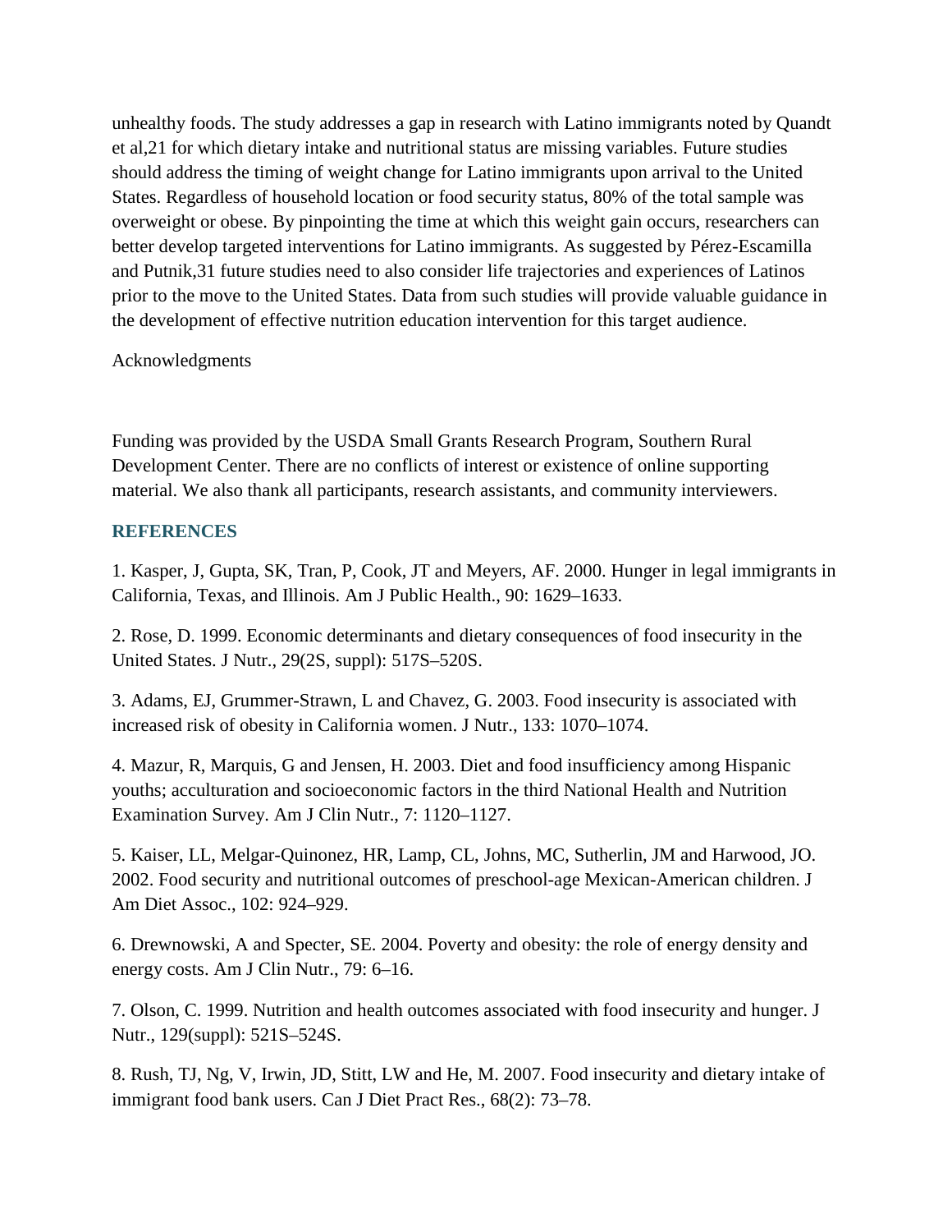unhealthy foods. The study addresses a gap in research with Latino immigrants noted by Quandt et al,21 for which dietary intake and nutritional status are missing variables. Future studies should address the timing of weight change for Latino immigrants upon arrival to the United States. Regardless of household location or food security status, 80% of the total sample was overweight or obese. By pinpointing the time at which this weight gain occurs, researchers can better develop targeted interventions for Latino immigrants. As suggested by Pérez-Escamilla and Putnik,31 future studies need to also consider life trajectories and experiences of Latinos prior to the move to the United States. Data from such studies will provide valuable guidance in the development of effective nutrition education intervention for this target audience.

Acknowledgments

Funding was provided by the USDA Small Grants Research Program, Southern Rural Development Center. There are no conflicts of interest or existence of online supporting material. We also thank all participants, research assistants, and community interviewers.

## REFERENCES

1. Kasper, J, Gupta, SK, Tran, P, Cook, JT and Meyers, AF. 2000. Hunger in legal immigrants in California, Texas, and Illinois. Am J Public Health., 90: 1629–1633.

2. Rose, D. 1999. Economic determinants and dietary consequences of food insecurity in the United States. J Nutr., 29(2S, suppl): 517S–520S.

3. Adams, EJ, Grummer-Strawn, L and Chavez, G. 2003. Food insecurity is associated with increased risk of obesity in California women. J Nutr., 133: 1070–1074.

4. Mazur, R, Marquis, G and Jensen, H. 2003. Diet and food insufficiency among Hispanic youths; acculturation and socioeconomic factors in the third National Health and Nutrition Examination Survey. Am J Clin Nutr., 7: 1120–1127.

5. Kaiser, LL, Melgar-Quinonez, HR, Lamp, CL, Johns, MC, Sutherlin, JM and Harwood, JO. 2002. Food security and nutritional outcomes of preschool-age Mexican-American children. J Am Diet Assoc., 102: 924–929.

6. Drewnowski, A and Specter, SE. 2004. Poverty and obesity: the role of energy density and energy costs. Am J Clin Nutr., 79: 6–16.

7. Olson, C. 1999. Nutrition and health outcomes associated with food insecurity and hunger. J Nutr., 129(suppl): 521S–524S.

8. Rush, TJ, Ng, V, Irwin, JD, Stitt, LW and He, M. 2007. Food insecurity and dietary intake of immigrant food bank users. Can J Diet Pract Res., 68(2): 73–78.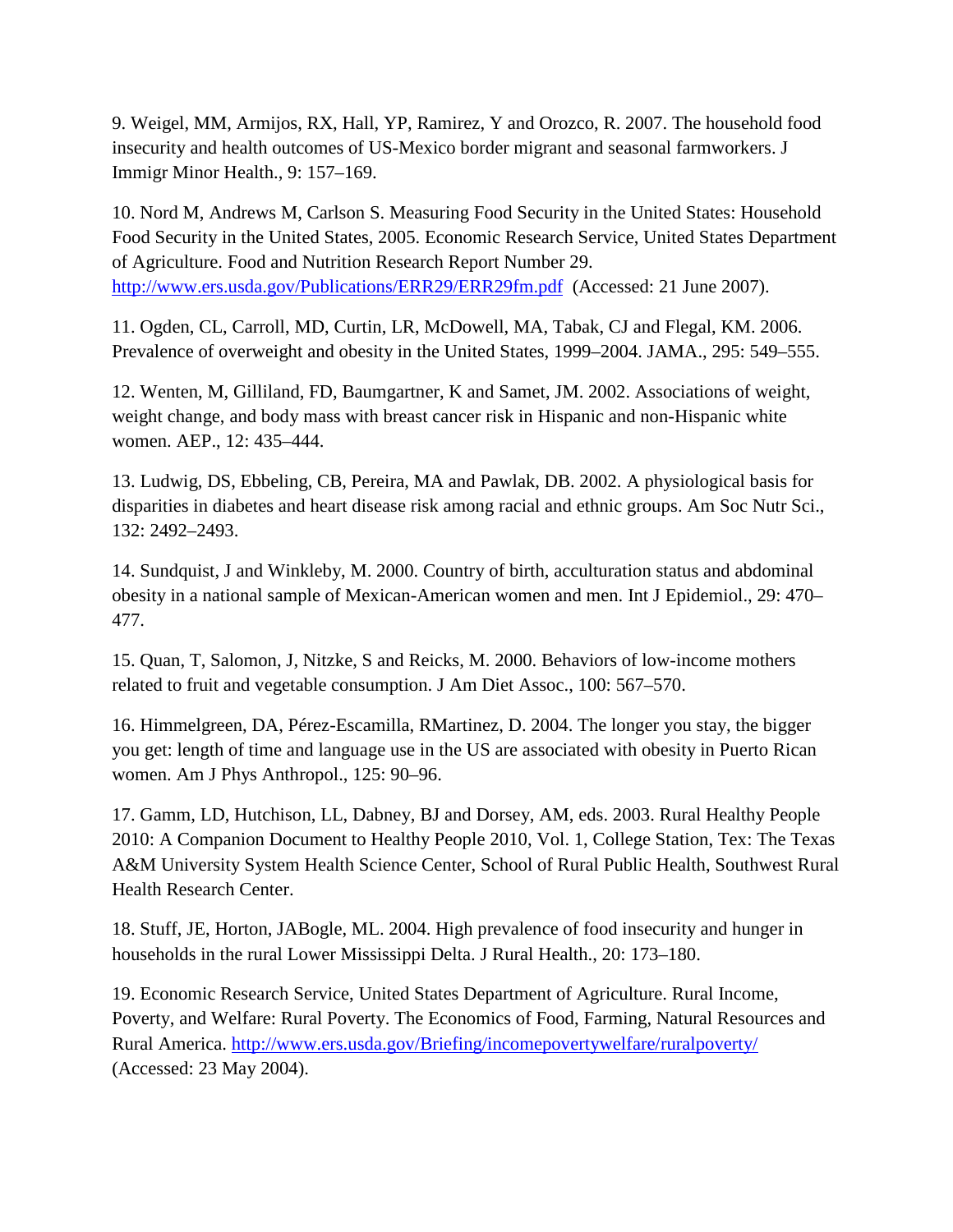9. Weigel, MM, Armijos, RX, Hall, YP, Ramirez, Y and Orozco, R. 2007. The household food insecurity and health outcomes of US-Mexico border migrant and seasonal farmworkers. J Immigr Minor Health., 9: 157–169.

10. Nord M, Andrews M, Carlson S. Measuring Food Security in the United States: Household Food Security in the United States, 2005. Economic Research Service, United States Department of Agriculture. Food and Nutrition Research Report Number 29. http://www.ers.usda.gov/Publications/ERR29/ERR29fm.pdf (Accessed: 21 June 2007).

11. Ogden, CL, Carroll, MD, Curtin, LR, McDowell, MA, Tabak, CJ and Flegal, KM. 2006. Prevalence of overweight and obesity in the United States, 1999–2004. JAMA., 295: 549–555.

12. Wenten, M, Gilliland, FD, Baumgartner, K and Samet, JM. 2002. Associations of weight, weight change, and body mass with breast cancer risk in Hispanic and non-Hispanic white women. AEP., 12: 435–444.

13. Ludwig, DS, Ebbeling, CB, Pereira, MA and Pawlak, DB. 2002. A physiological basis for disparities in diabetes and heart disease risk among racial and ethnic groups. Am Soc Nutr Sci., 132: 2492–2493.

14. Sundquist, J and Winkleby, M. 2000. Country of birth, acculturation status and abdominal obesity in a national sample of Mexican-American women and men. Int J Epidemiol., 29: 470–477.

15. Quan, T, Salomon, J, Nitzke, S and Reicks, M. 2000. Behaviors of low-income mothers related to fruit and vegetable consumption. J Am Diet Assoc., 100: 567–570.

16. Himmelgreen, DA, Pérez-Escamilla, RMartinez, D. 2004. The longer you stay, the bigger you get: length of time and language use in the US are associated with obesity in Puerto Rican women. Am J Phys Anthropol., 125: 90–96.

17. Gamm, LD, Hutchison, LL, Dabney, BJ and Dorsey, AM, eds. 2003. Rural Healthy People 2010: A Companion Document to Healthy People 2010, Vol. 1, College Station, Tex: The Texas A&M University System Health Science Center, School of Rural Public Health, Southwest Rural Health Research Center.

18. Stuff, JE, Horton, JABogle, ML. 2004. High prevalence of food insecurity and hunger in households in the rural Lower Mississippi Delta. J Rural Health., 20: 173–180.

19. Economic Research Service, United States Department of Agriculture. Rural Income, Poverty, and Welfare: Rural Poverty. The Economics of Food, Farming, Natural Resources and Rural America. http://www.ers.usda.gov/Briefing/incomepovertywelfare/ruralpoverty/ (Accessed: 23 May 2004).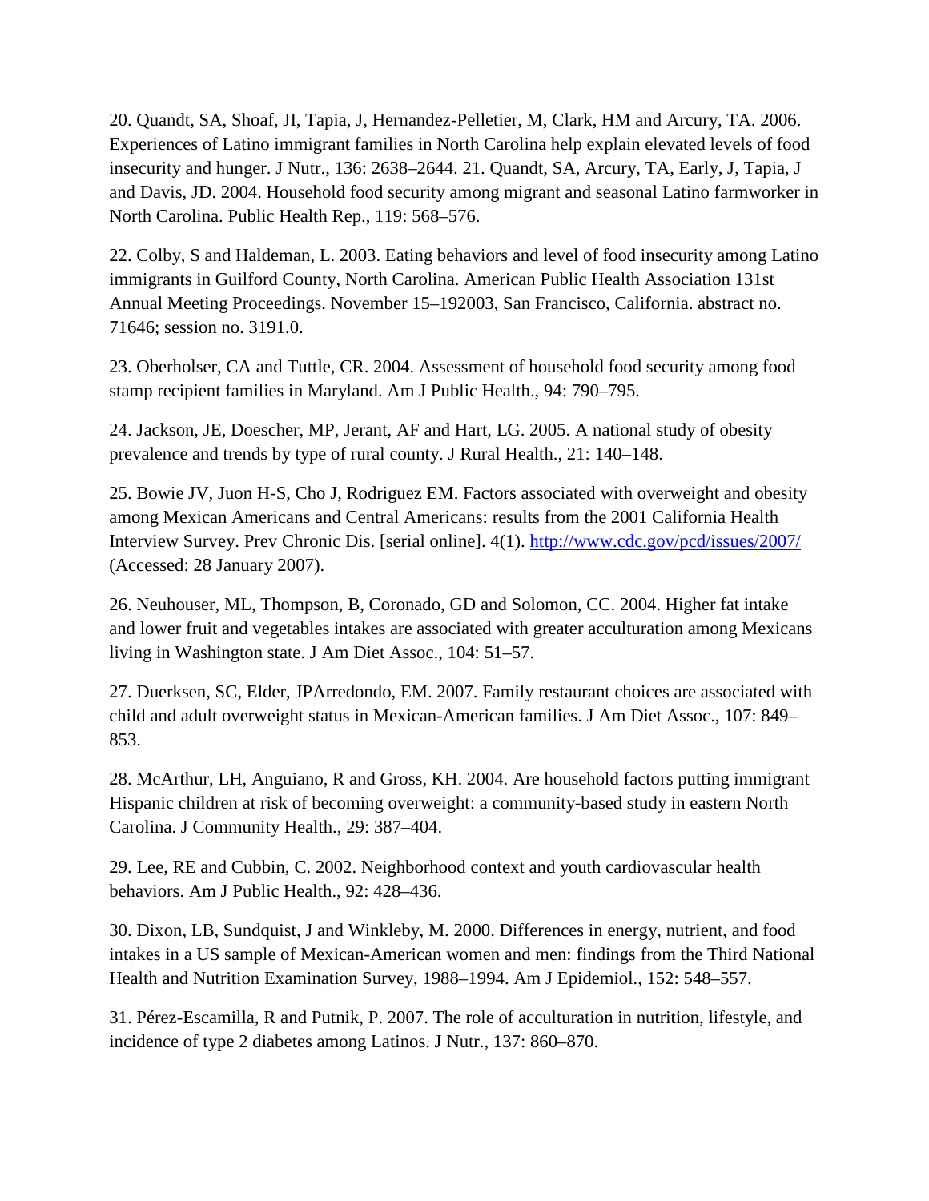20. Quandt, SA, Shoaf, JI, Tapia, J, Hernandez-Pelletier, M, Clark, HM and Arcury, TA. 2006. Experiences of Latino immigrant families in North Carolina help explain elevated levels of food insecurity and hunger. J Nutr., 136: 2638–2644. 21. Quandt, SA, Arcury, TA, Early, J, Tapia, J and Davis, JD. 2004. Household food security among migrant and seasonal Latino farmworker in North Carolina. Public Health Rep., 119: 568–576.

22. Colby, S and Haldeman, L. 2003. Eating behaviors and level of food insecurity among Latino immigrants in Guilford County, North Carolina. American Public Health Association 131st Annual Meeting Proceedings. November 15–192003, San Francisco, California. abstract no. 71646; session no. 3191.0.

23. Oberholser, CA and Tuttle, CR. 2004. Assessment of household food security among food stamp recipient families in Maryland. Am J Public Health., 94: 790–795.

24. Jackson, JE, Doescher, MP, Jerant, AF and Hart, LG. 2005. A national study of obesity prevalence and trends by type of rural county. J Rural Health., 21: 140–148.

25. Bowie JV, Juon H-S, Cho J, Rodriguez EM. Factors associated with overweight and obesity among Mexican Americans and Central Americans: results from the 2001 California Health Interview Survey. Prev Chronic Dis. [serial online]. 4(1). http://www.cdc.gov/pcd/issues/2007/ (Accessed: 28 January 2007).

26. Neuhouser, ML, Thompson, B, Coronado, GD and Solomon, CC. 2004. Higher fat intake and lower fruit and vegetables intakes are associated with greater acculturation among Mexicans living in Washington state. J Am Diet Assoc., 104: 51–57.

27. Duerksen, SC, Elder, JPArredondo, EM. 2007. Family restaurant choices are associated with child and adult overweight status in Mexican-American families. J Am Diet Assoc., 107: 849–853.

28. McArthur, LH, Anguiano, R and Gross, KH. 2004. Are household factors putting immigrant Hispanic children at risk of becoming overweight: a community-based study in eastern North Carolina. J Community Health., 29: 387–404.

29. Lee, RE and Cubbin, C. 2002. Neighborhood context and youth cardiovascular health behaviors. Am J Public Health., 92: 428–436.

30. Dixon, LB, Sundquist, J and Winkleby, M. 2000. Differences in energy, nutrient, and food intakes in a US sample of Mexican-American women and men: findings from the Third National Health and Nutrition Examination Survey, 1988–1994. Am J Epidemiol., 152: 548–557.

31. Pérez-Escamilla, R and Putnik, P. 2007. The role of acculturation in nutrition, lifestyle, and incidence of type 2 diabetes among Latinos. J Nutr., 137: 860–870.